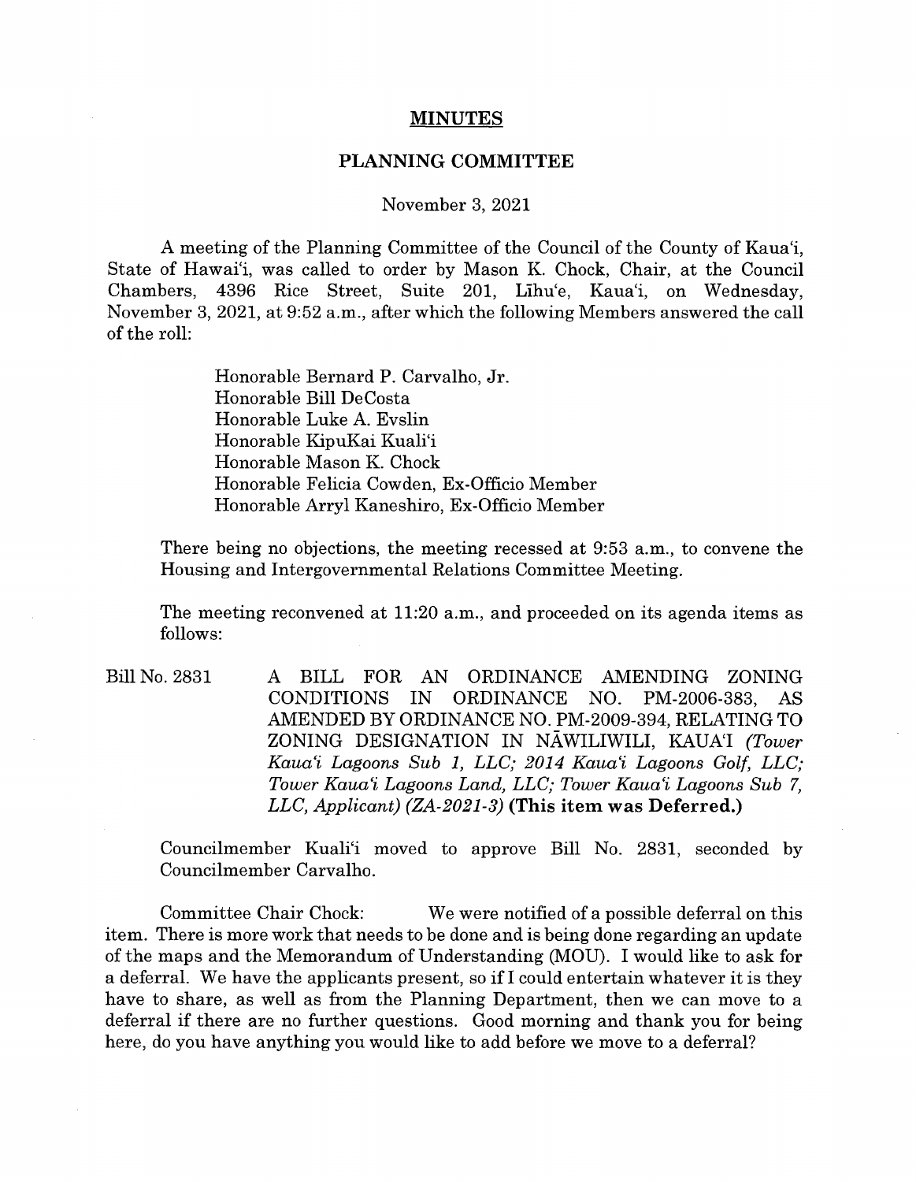# MINUTES

## PLANNING COMMITTEE

November 3, 2021

A meeting of the Planning Committee of the Council of the County of Kaua'i, State of Hawai'i, was called to order by Mason K. Chock, Chair, at the Council Chambers, 4396 Rice Street, Suite 201, Līhu'e, Kaua'i, on Wednesday, November 3, 2021, at 9:52 a.m., after which the following Members answered the call of the roll:

> Honorable Bernard P. Carvalho, Jr.
> Honorable Bill DeCosta
> Honorable Luke A. Evslin
> Honorable KipuKai Kuali'i
> Honorable Mason K. Chock
> Honorable Felicia Cowden, Ex-Officio Member
> Honorable Arryl Kaneshiro, Ex-Officio Member

There being no objections, the meeting recessed at 9:53 a.m., to convene the Housing and Intergovernmental Relations Committee Meeting.

The meeting reconvened at 11:20 a.m., and proceeded on its agenda items as follows:

Bill No. 2831 A BILL FOR AN ORDINANCE AMENDING ZONING CONDITIONS IN ORDINANCE NO. PM-2006-383, AS AMENDED BY ORDINANCE NO. PM-2009-394, RELATING TO ZONING DESIGNATION IN NĀWILIWILI, KAUA'I *(Tower Kaua'i Lagoons Sub 1, LLC; 2014 Kaua'i Lagoons Golf, LLC; Tower Kaua'i Lagoons Land, LLC; Tower Kaua'i Lagoons Sub 7, LLC, Applicant) (ZA-2021-3)* **(This item was Deferred.)**

Councilmember Kuali'i moved to approve Bill No. 2831, seconded by Councilmember Carvalho.

Committee Chair Chock: We were notified of a possible deferral on this item. There is more work that needs to be done and is being done regarding an update of the maps and the Memorandum of Understanding (MOU). I would like to ask for a deferral. We have the applicants present, so if I could entertain whatever it is they have to share, as well as from the Planning Department, then we can move to a deferral if there are no further questions. Good morning and thank you for being here, do you have anything you would like to add before we move to a deferral?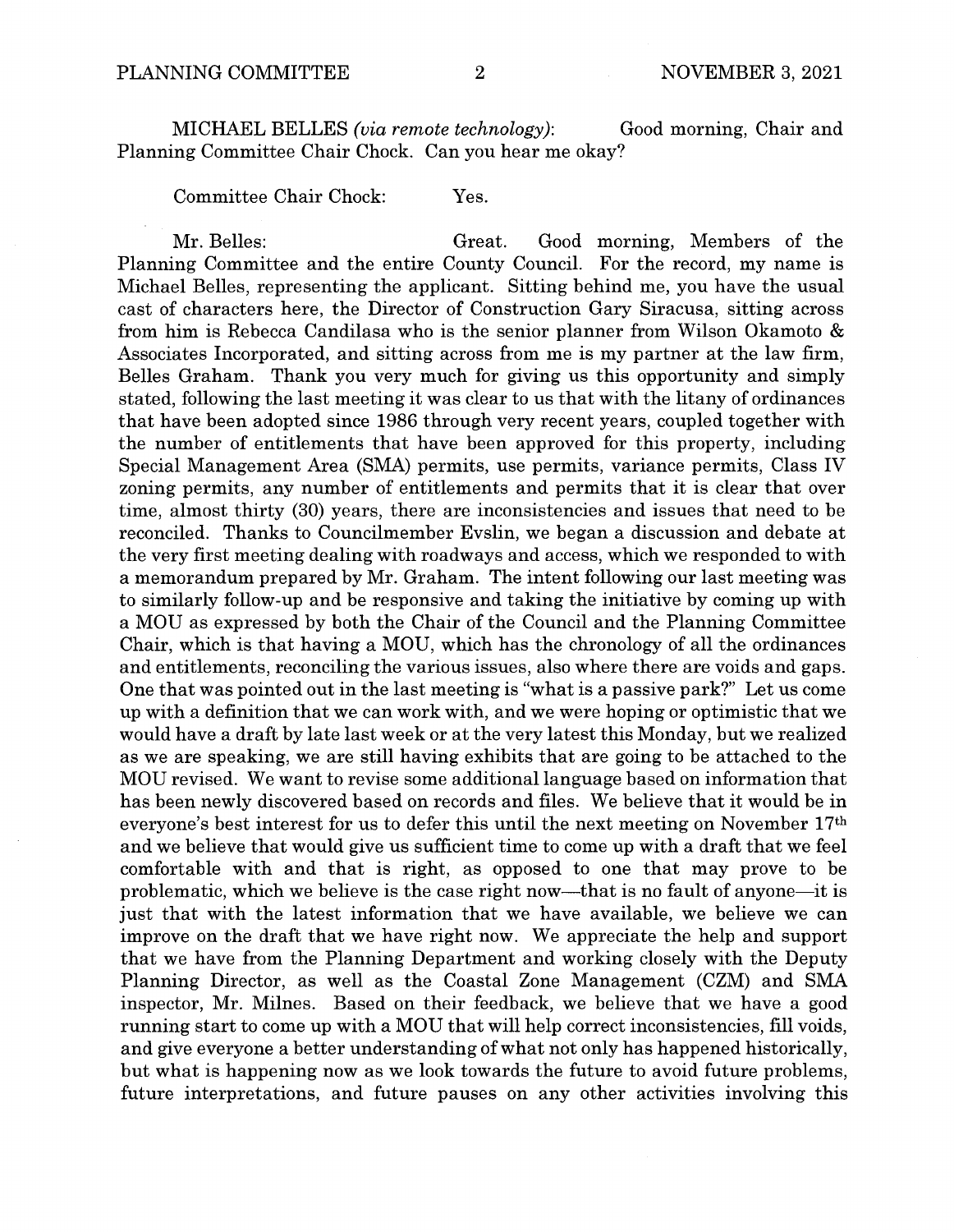MICHAEL BELLES *(via remote technology)*: Good morning, Chair and Planning Committee Chair Chock. Can you hear me okay?

Committee Chair Chock: Yes.

Mr. Belles: Great. Good morning, Members of the Planning Committee and the entire County Council. For the record, my name is Michael Belles, representing the applicant. Sitting behind me, you have the usual cast of characters here, the Director of Construction Gary Siracusa, sitting across from him is Rebecca Candilasa who is the senior planner from Wilson Okamoto & Associates Incorporated, and sitting across from me is my partner at the law firm, Belles Graham. Thank you very much for giving us this opportunity and simply stated, following the last meeting it was clear to us that with the litany of ordinances that have been adopted since 1986 through very recent years, coupled together with the number of entitlements that have been approved for this property, including Special Management Area (SMA) permits, use permits, variance permits, Class IV zoning permits, any number of entitlements and permits that it is clear that over time, almost thirty (30) years, there are inconsistencies and issues that need to be reconciled. Thanks to Councilmember Evslin, we began a discussion and debate at the very first meeting dealing with roadways and access, which we responded to with a memorandum prepared by Mr. Graham. The intent following our last meeting was to similarly follow-up and be responsive and taking the initiative by coming up with a MOU as expressed by both the Chair of the Council and the Planning Committee Chair, which is that having a MOU, which has the chronology of all the ordinances and entitlements, reconciling the various issues, also where there are voids and gaps. One that was pointed out in the last meeting is "what is a passive park?" Let us come up with a definition that we can work with, and we were hoping or optimistic that we would have a draft by late last week or at the very latest this Monday, but we realized as we are speaking, we are still having exhibits that are going to be attached to the MOU revised. We want to revise some additional language based on information that has been newly discovered based on records and files. We believe that it would be in everyone's best interest for us to defer this until the next meeting on November 17th and we believe that would give us sufficient time to come up with a draft that we feel comfortable with and that is right, as opposed to one that may prove to be problematic, which we believe is the case right now—that is no fault of anyone—it is just that with the latest information that we have available, we believe we can improve on the draft that we have right now. We appreciate the help and support that we have from the Planning Department and working closely with the Deputy Planning Director, as well as the Coastal Zone Management (CZM) and SMA inspector, Mr. Milnes. Based on their feedback, we believe that we have a good running start to come up with a MOU that will help correct inconsistencies, fill voids, and give everyone a better understanding of what not only has happened historically, but what is happening now as we look towards the future to avoid future problems, future interpretations, and future pauses on any other activities involving this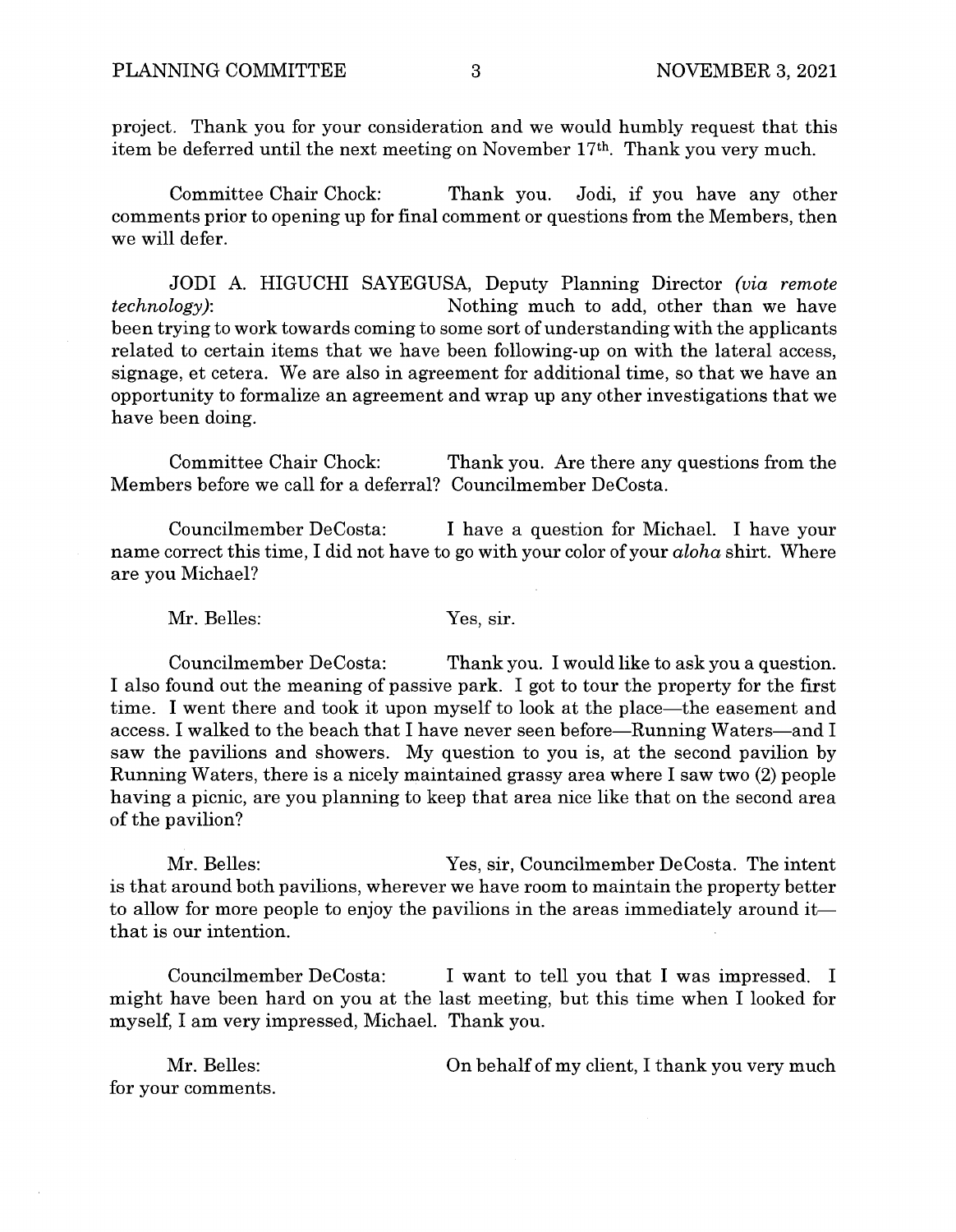project. Thank you for your consideration and we would humbly request that this item be deferred until the next meeting on November 17th. Thank you very much.

Committee Chair Chock: Thank you. Jodi, if you have any other comments prior to opening up for final comment or questions from the Members, then we will defer.

JODI A. HIGUCHI SAYEGUSA, Deputy Planning Director *(via remote technology)*: Nothing much to add, other than we have been trying to work towards coming to some sort of understanding with the applicants related to certain items that we have been following-up on with the lateral access, signage, et cetera. We are also in agreement for additional time, so that we have an opportunity to formalize an agreement and wrap up any other investigations that we have been doing.

Committee Chair Chock: Thank you. Are there any questions from the Members before we call for a deferral? Councilmember DeCosta.

Councilmember DeCosta: I have a question for Michael. I have your name correct this time, I did not have to go with your color of your *aloha* shirt. Where are you Michael?

Mr. Belles: Yes, sir.

Councilmember DeCosta: Thank you. I would like to ask you a question. I also found out the meaning of passive park. I got to tour the property for the first time. I went there and took it upon myself to look at the place—the easement and access. I walked to the beach that I have never seen before—Running Waters—and I saw the pavilions and showers. My question to you is, at the second pavilion by Running Waters, there is a nicely maintained grassy area where I saw two (2) people having a picnic, are you planning to keep that area nice like that on the second area of the pavilion?

Mr. Belles: Yes, sir, Councilmember DeCosta. The intent is that around both pavilions, wherever we have room to maintain the property better to allow for more people to enjoy the pavilions in the areas immediately around it—that is our intention.

Councilmember DeCosta: I want to tell you that I was impressed. I might have been hard on you at the last meeting, but this time when I looked for myself, I am very impressed, Michael. Thank you.

Mr. Belles: On behalf of my client, I thank you very much for your comments.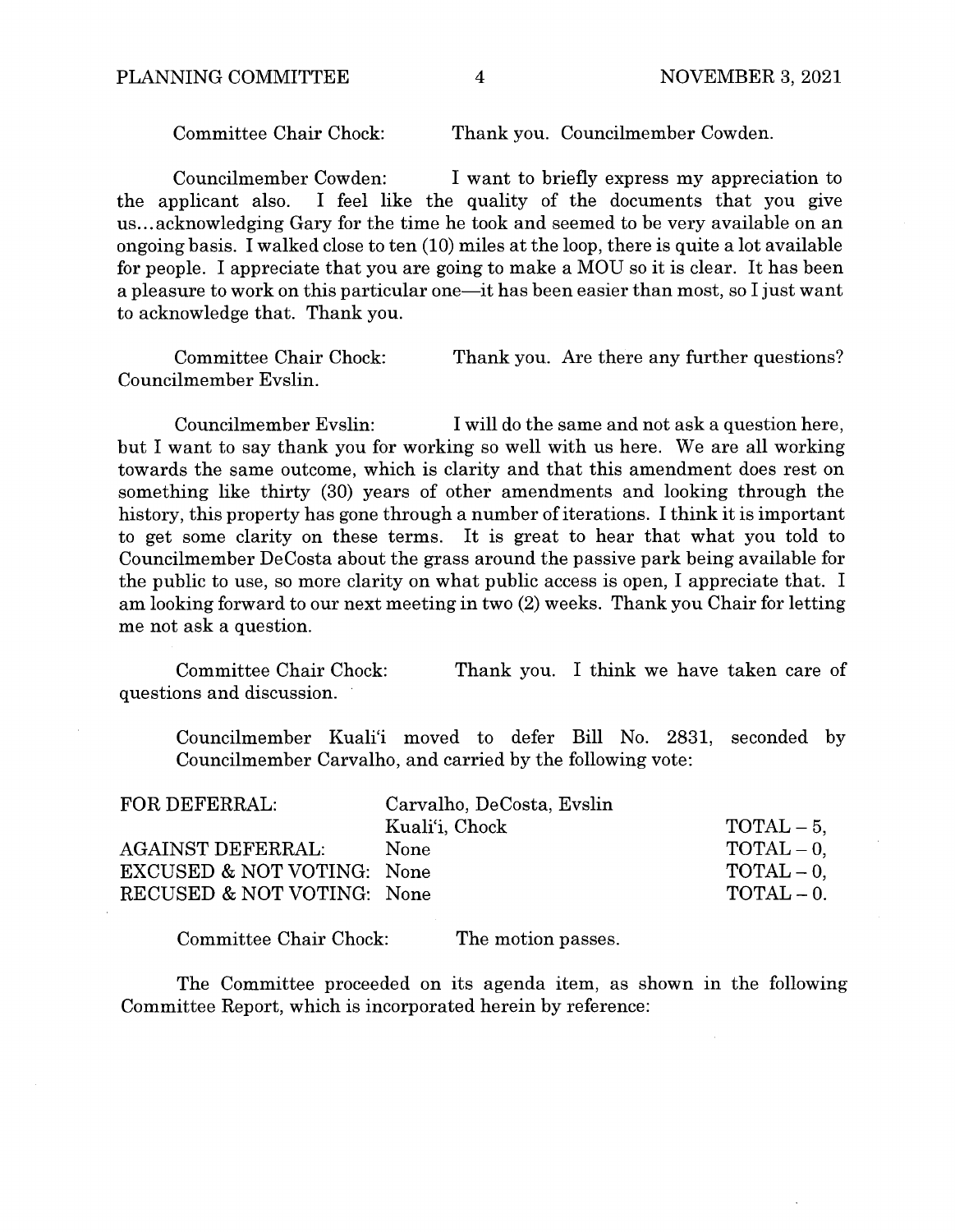Committee Chair Chock: Thank you. Councilmember Cowden.

Councilmember Cowden: I want to briefly express my appreciation to the applicant also. I feel like the quality of the documents that you give us...acknowledging Gary for the time he took and seemed to be very available on an ongoing basis. I walked close to ten (10) miles at the loop, there is quite a lot available for people. I appreciate that you are going to make a MOU so it is clear. It has been a pleasure to work on this particular one—it has been easier than most, so I just want to acknowledge that. Thank you.

Committee Chair Chock: Thank you. Are there any further questions? Councilmember Evslin.

Councilmember Evslin: I will do the same and not ask a question here, but I want to say thank you for working so well with us here. We are all working towards the same outcome, which is clarity and that this amendment does rest on something like thirty (30) years of other amendments and looking through the history, this property has gone through a number of iterations. I think it is important to get some clarity on these terms. It is great to hear that what you told to Councilmember DeCosta about the grass around the passive park being available for the public to use, so more clarity on what public access is open, I appreciate that. I am looking forward to our next meeting in two (2) weeks. Thank you Chair for letting me not ask a question.

Committee Chair Chock: Thank you. I think we have taken care of questions and discussion.

Councilmember Kuali'i moved to defer Bill No. 2831, seconded by Councilmember Carvalho, and carried by the following vote:

| | | |
|---|---|---|
| FOR DEFERRAL: | Carvalho, DeCosta, Evslin Kuali'i, Chock | TOTAL – 5, |
| AGAINST DEFERRAL: | None | TOTAL – 0, |
| EXCUSED & NOT VOTING: | None | TOTAL – 0, |
| RECUSED & NOT VOTING: | None | TOTAL – 0. |

Committee Chair Chock: The motion passes.

The Committee proceeded on its agenda item, as shown in the following Committee Report, which is incorporated herein by reference: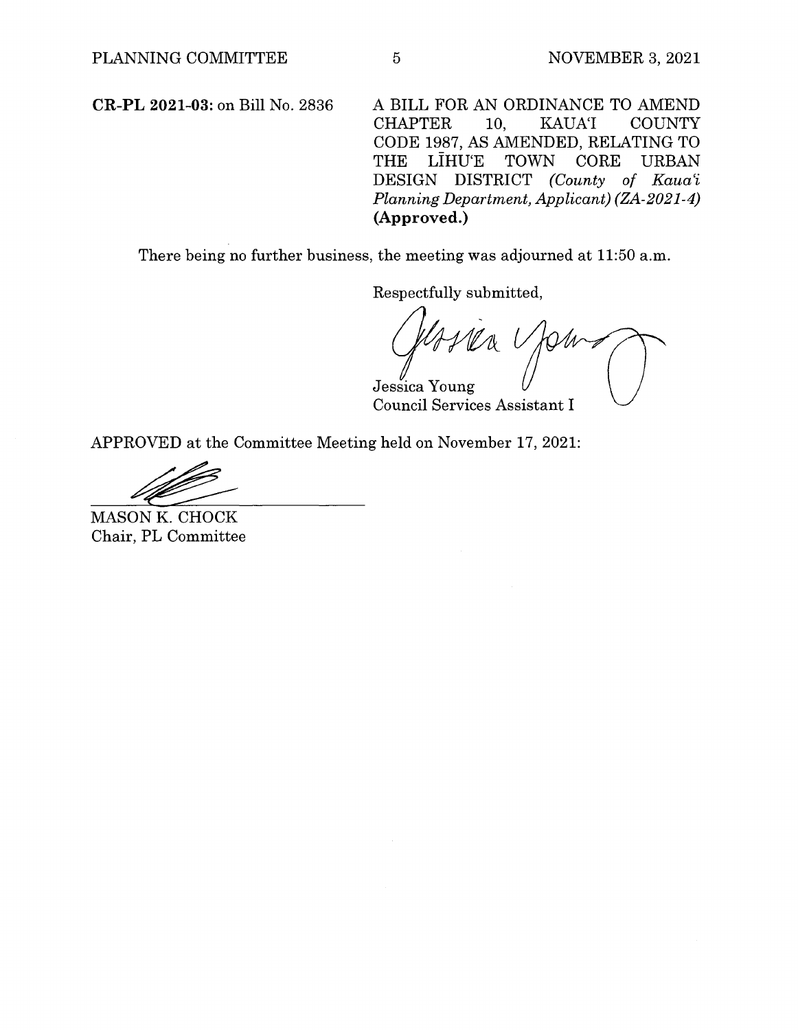**CR-PL 2021-03:** on Bill No. 2836 A BILL FOR AN ORDINANCE TO AMEND CHAPTER 10, KAUAʻI COUNTY CODE 1987, AS AMENDED, RELATING TO THE LĪHUʻE TOWN CORE URBAN DESIGN DISTRICT *(County of Kauaʻi Planning Department, Applicant) (ZA-2021-4)* **(Approved.)**

There being no further business, the meeting was adjourned at 11:50 a.m.

Respectfully submitted,

Jessica Young
Council Services Assistant I

APPROVED at the Committee Meeting held on November 17, 2021:

MASON K. CHOCK
Chair, PL Committee